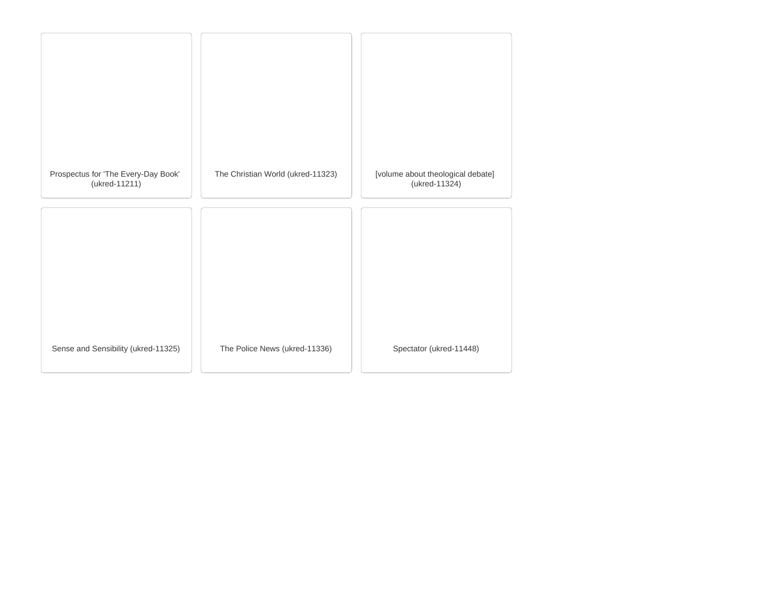Prospectus for 'The Every-Day Book' (ukred-11211)

The Christian World (ukred-11323)

[volume about theological debate] (ukred-11324)

Sense and Sensibility (ukred-11325)

The Police News (ukred-11336)

Spectator (ukred-11448)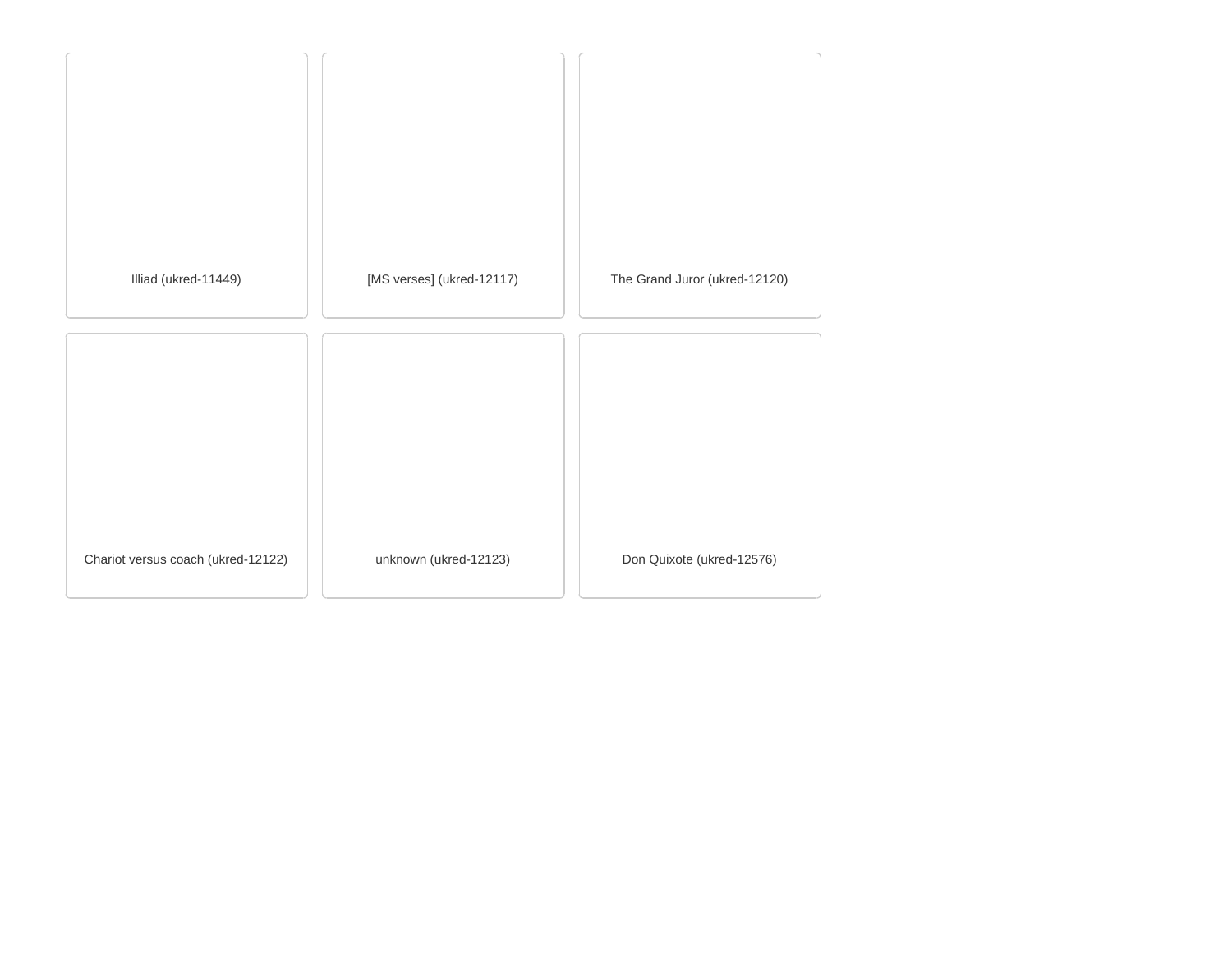Illiad (ukred-11449)

[MS verses] (ukred-12117)

The Grand Juror (ukred-12120)

Chariot versus coach (ukred-12122)

unknown (ukred-12123)

Don Quixote (ukred-12576)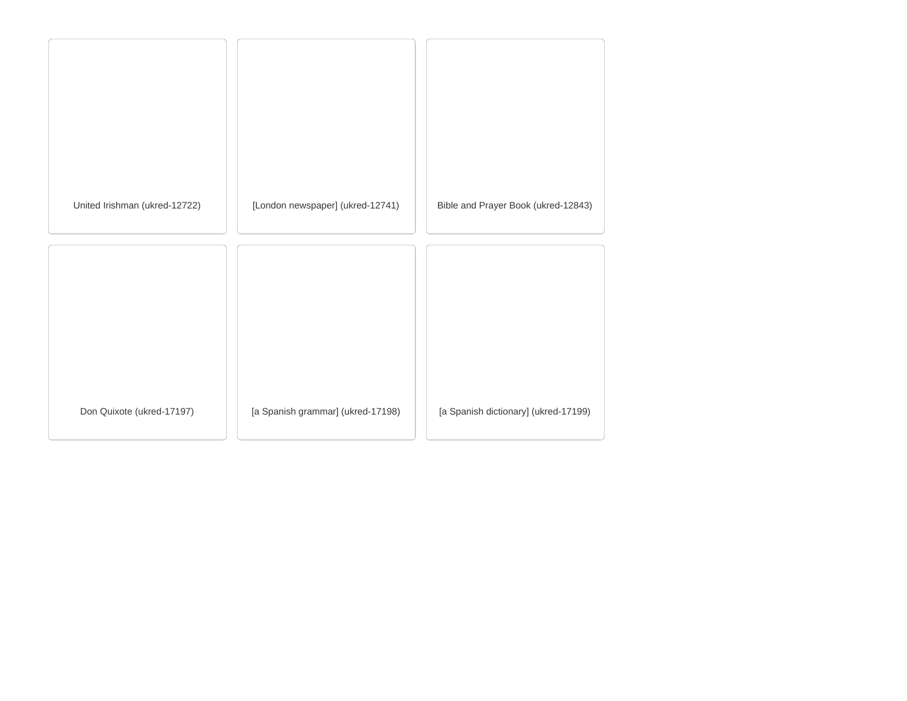United Irishman (ukred-12722)

[London newspaper] (ukred-12741)

Bible and Prayer Book (ukred-12843)

Don Quixote (ukred-17197)

[a Spanish grammar] (ukred-17198)

[a Spanish dictionary] (ukred-17199)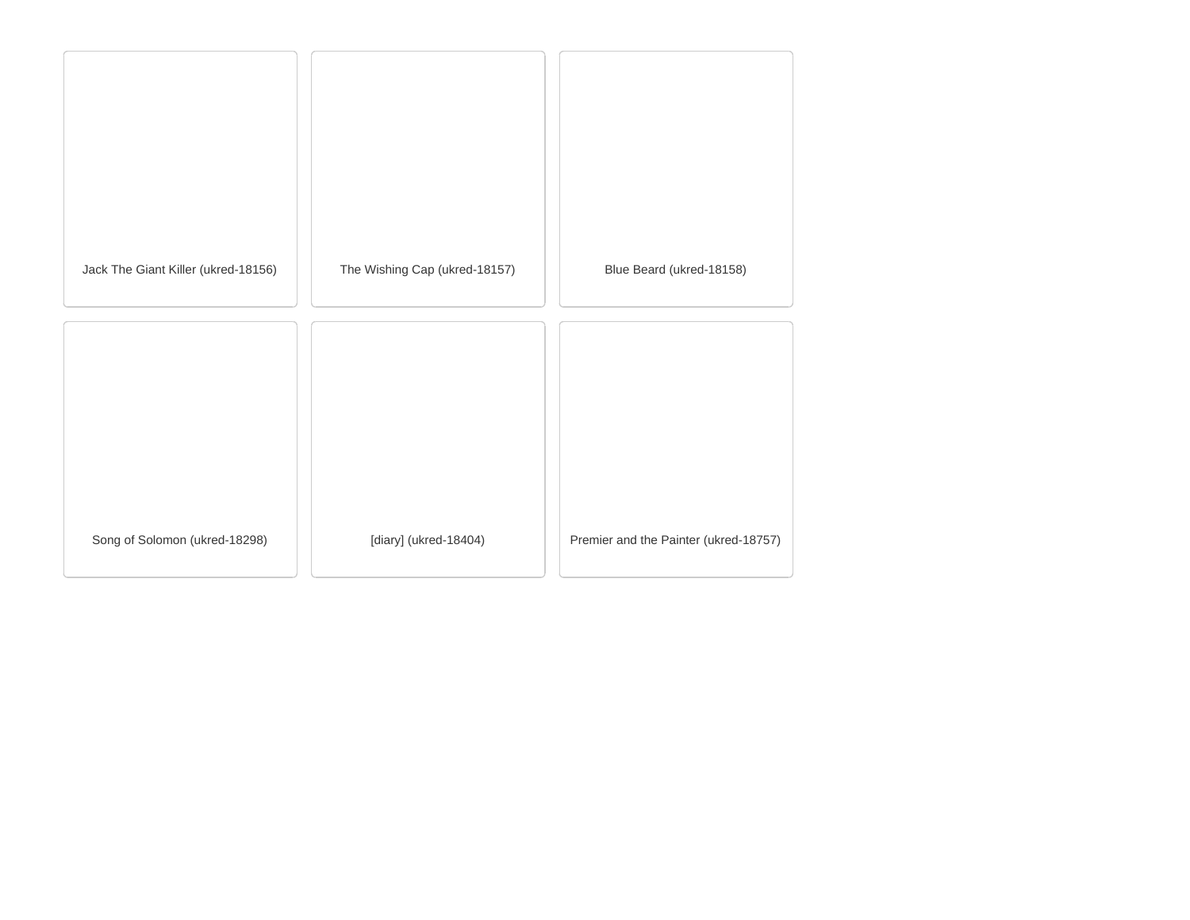Jack The Giant Killer (ukred-18156)

The Wishing Cap (ukred-18157)

Blue Beard (ukred-18158)

Song of Solomon (ukred-18298)

[diary] (ukred-18404)

Premier and the Painter (ukred-18757)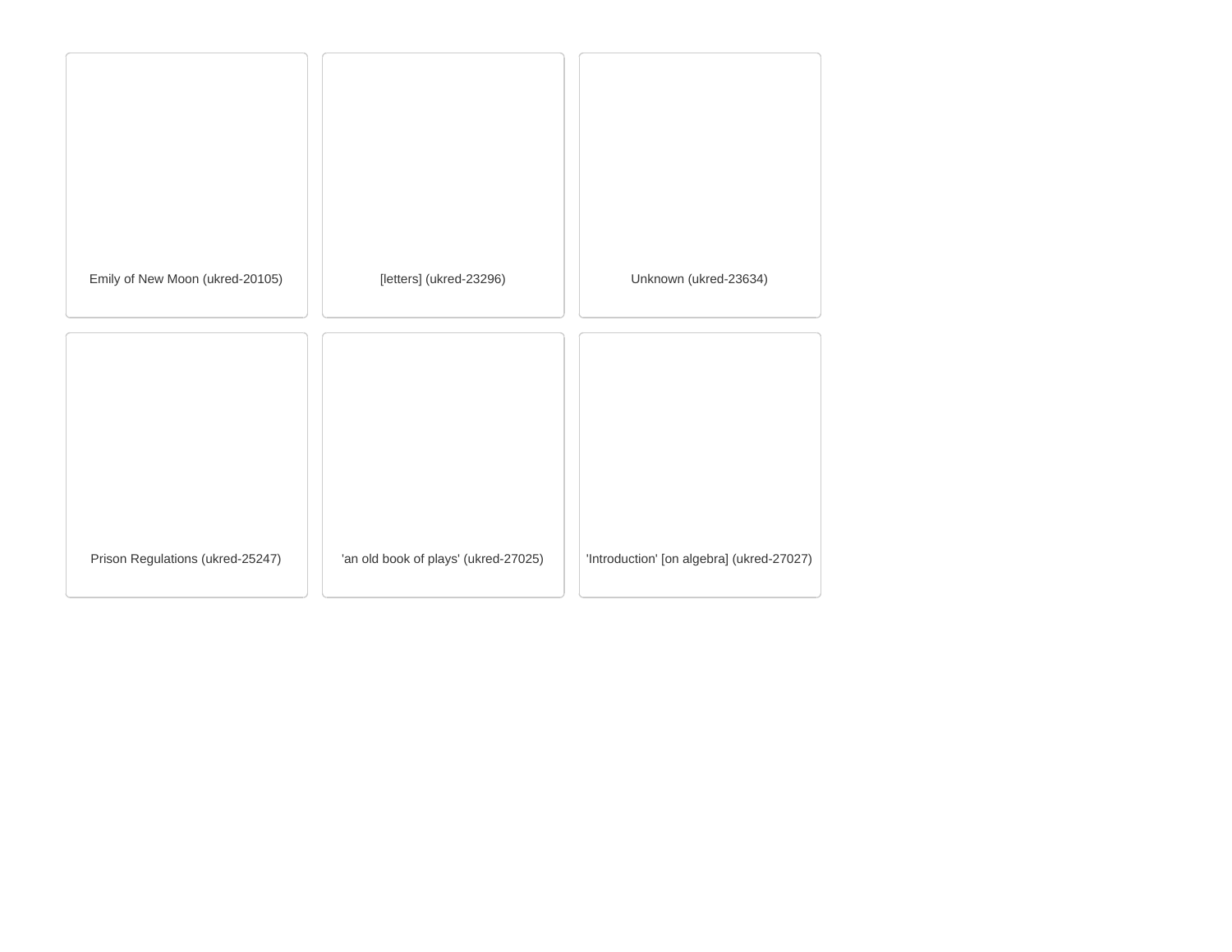Emily of New Moon (ukred-20105)

[letters] (ukred-23296)

Unknown (ukred-23634)

Prison Regulations (ukred-25247)

'an old book of plays' (ukred-27025)

'Introduction' [on algebra] (ukred-27027)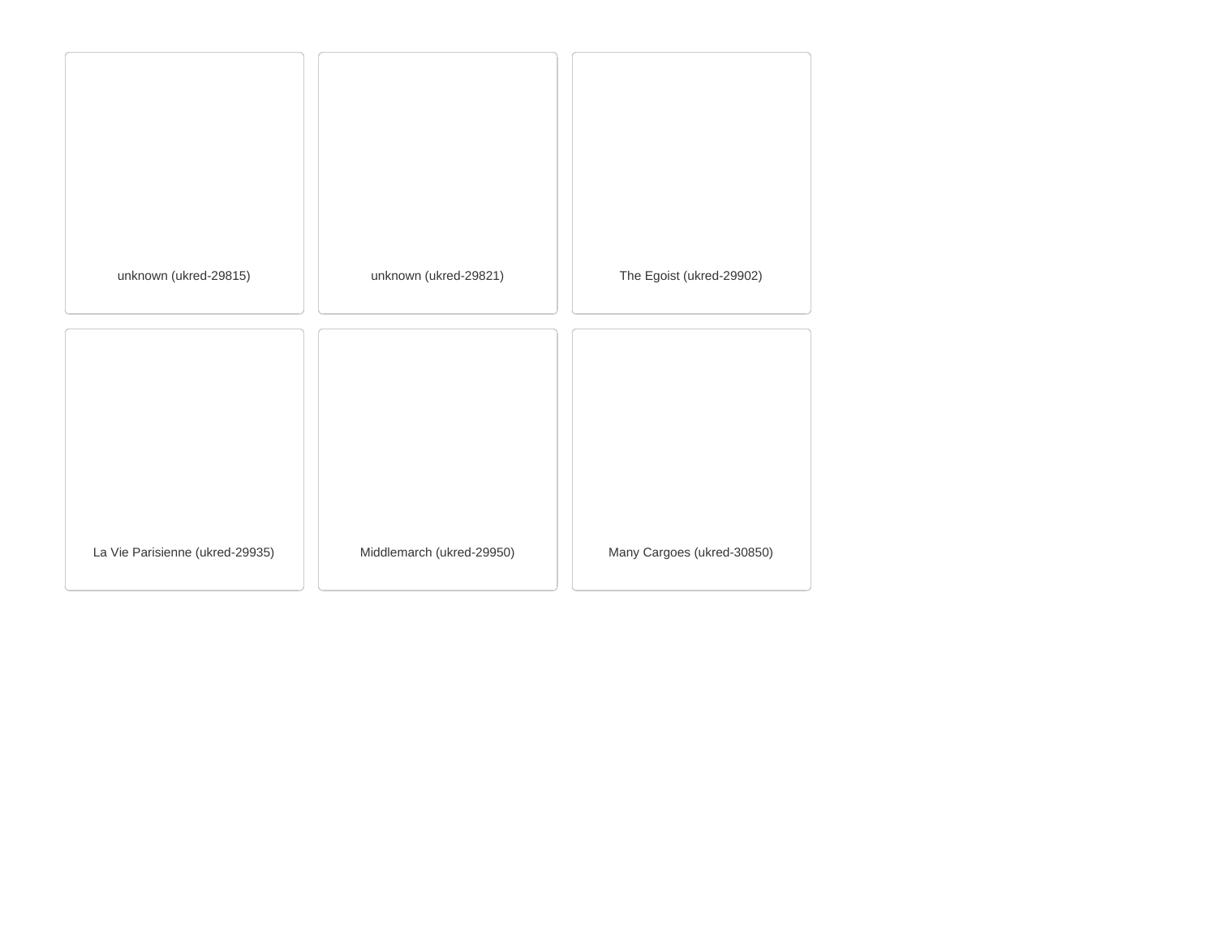unknown (ukred-29815)

unknown (ukred-29821)

The Egoist (ukred-29902)

La Vie Parisienne (ukred-29935)

Middlemarch (ukred-29950)

Many Cargoes (ukred-30850)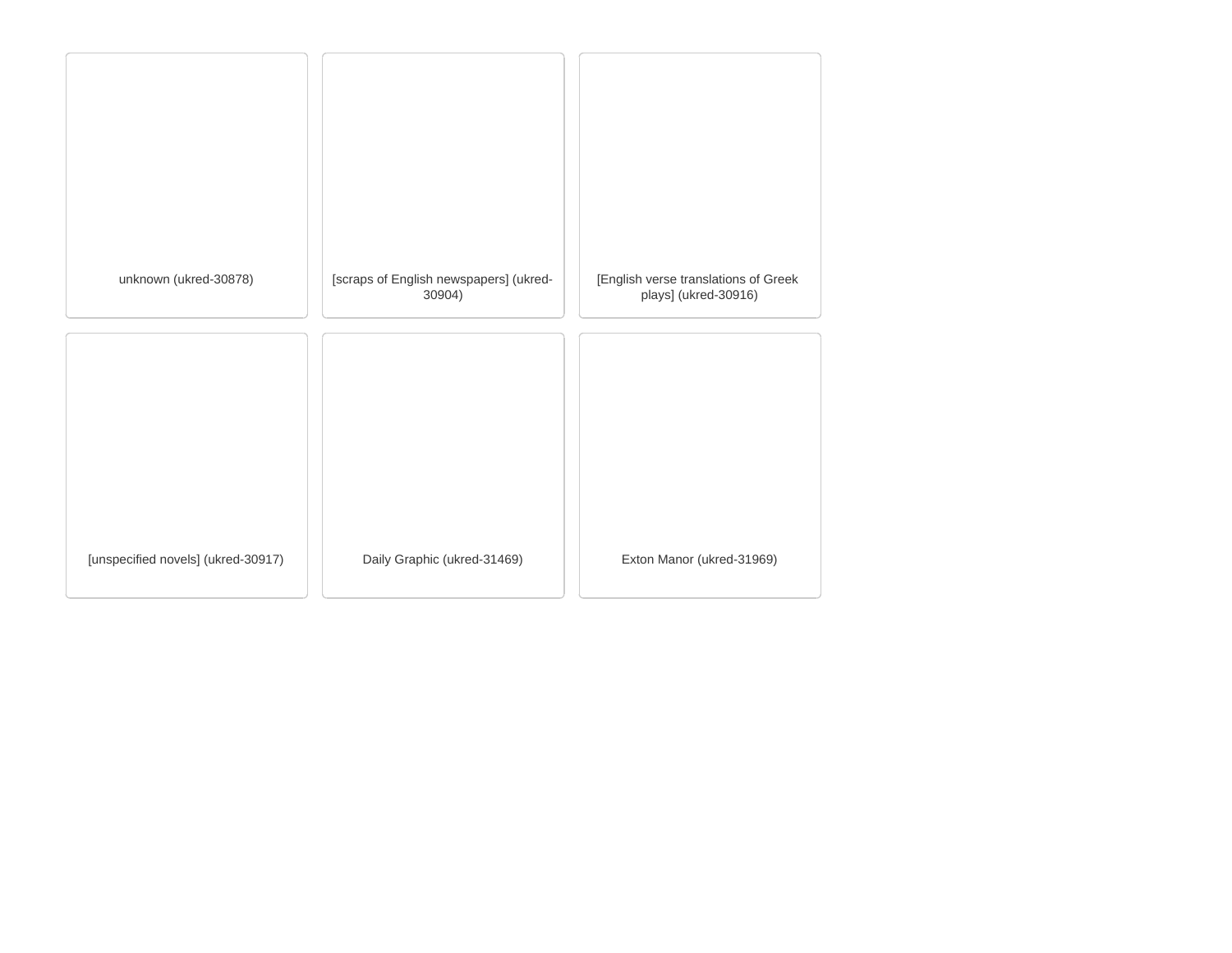unknown (ukred-30878)

[scraps of English newspapers] (ukred-30904)

[English verse translations of Greek plays] (ukred-30916)

[unspecified novels] (ukred-30917)

Daily Graphic (ukred-31469)

Exton Manor (ukred-31969)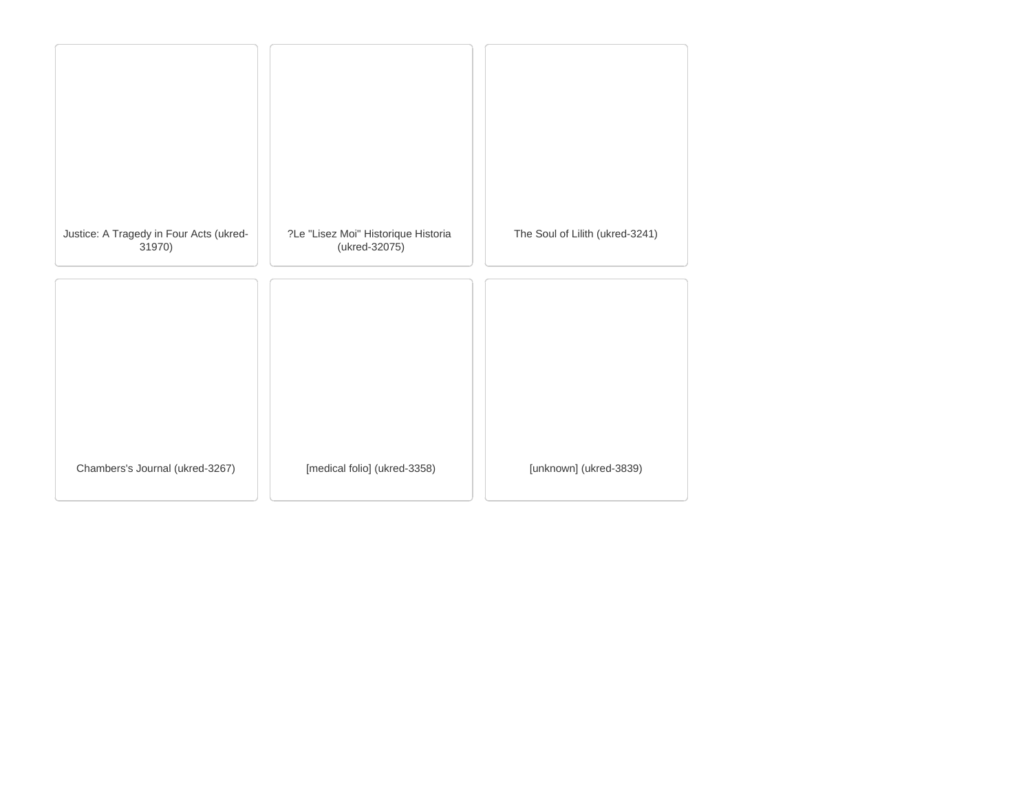Justice: A Tragedy in Four Acts (ukred-31970)

?Le "Lisez Moi" Historique Historia (ukred-32075)

The Soul of Lilith (ukred-3241)

Chambers's Journal (ukred-3267)

[medical folio] (ukred-3358)

[unknown] (ukred-3839)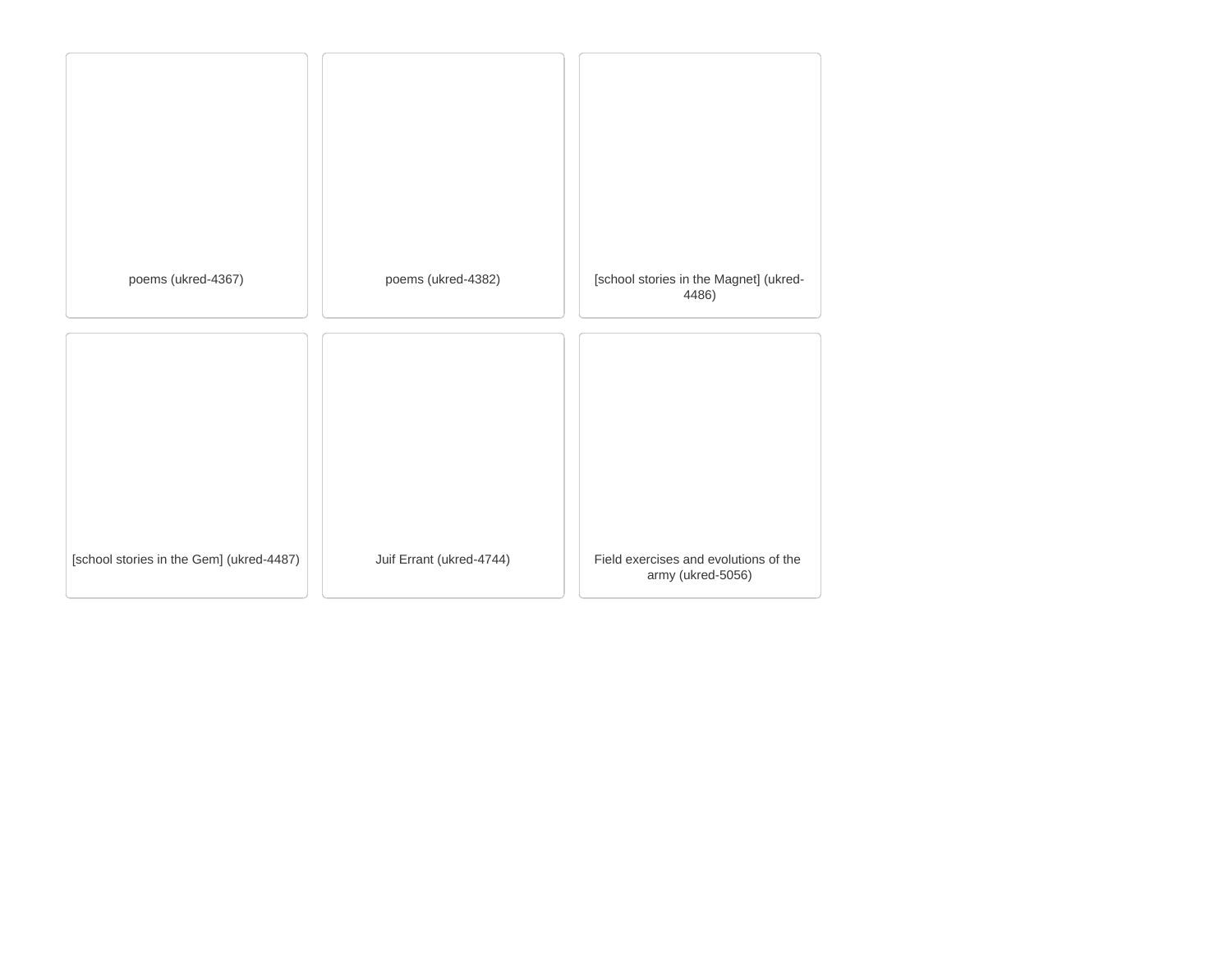poems (ukred-4367)

poems (ukred-4382)

[school stories in the Magnet] (ukred-4486)

[school stories in the Gem] (ukred-4487)

Juif Errant (ukred-4744)

Field exercises and evolutions of the army (ukred-5056)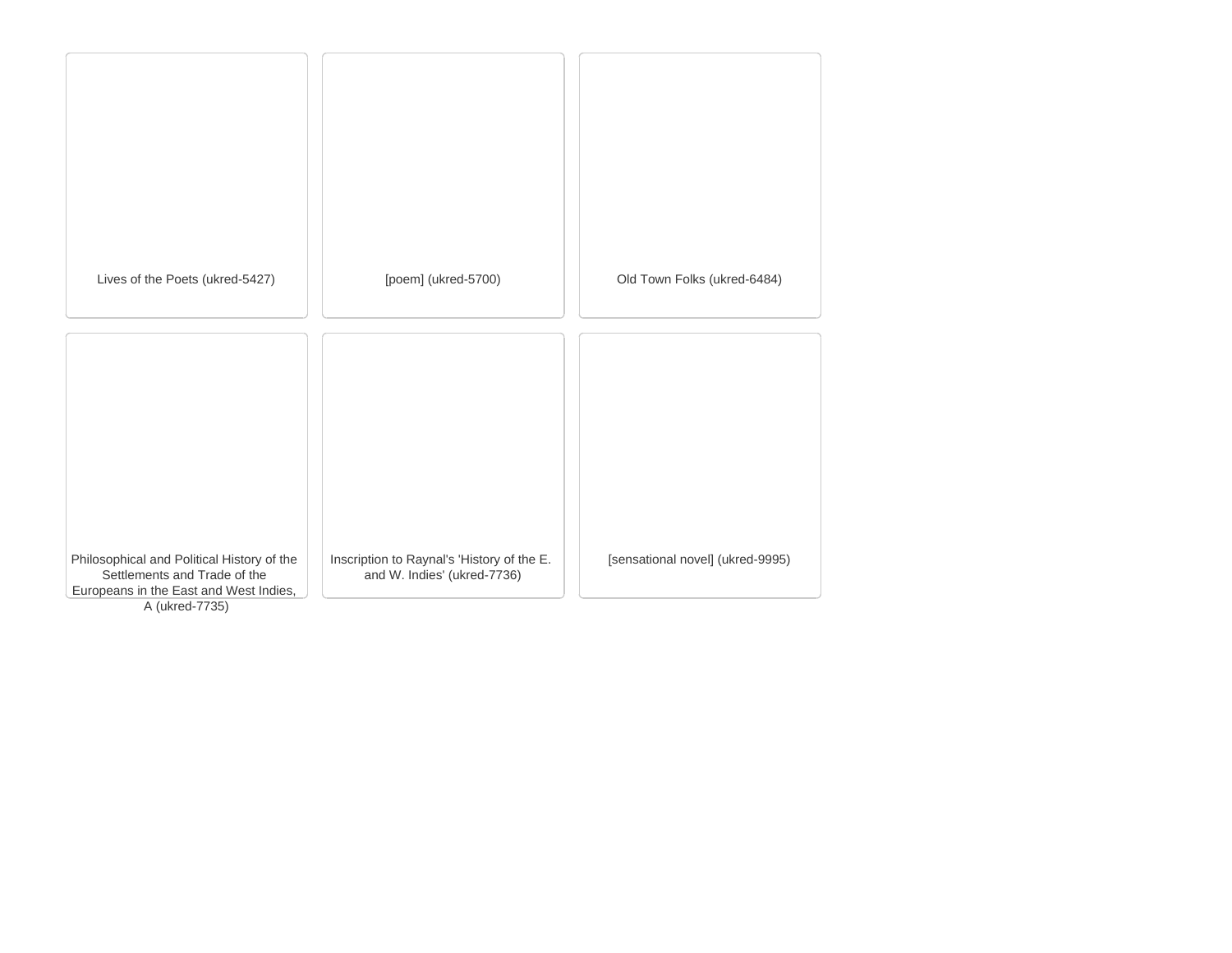Lives of the Poets (ukred-5427)

[poem] (ukred-5700)

Old Town Folks (ukred-6484)

Philosophical and Political History of the Settlements and Trade of the Europeans in the East and West Indies, A (ukred-7735)

Inscription to Raynal's 'History of the E. and W. Indies' (ukred-7736)

[sensational novel] (ukred-9995)